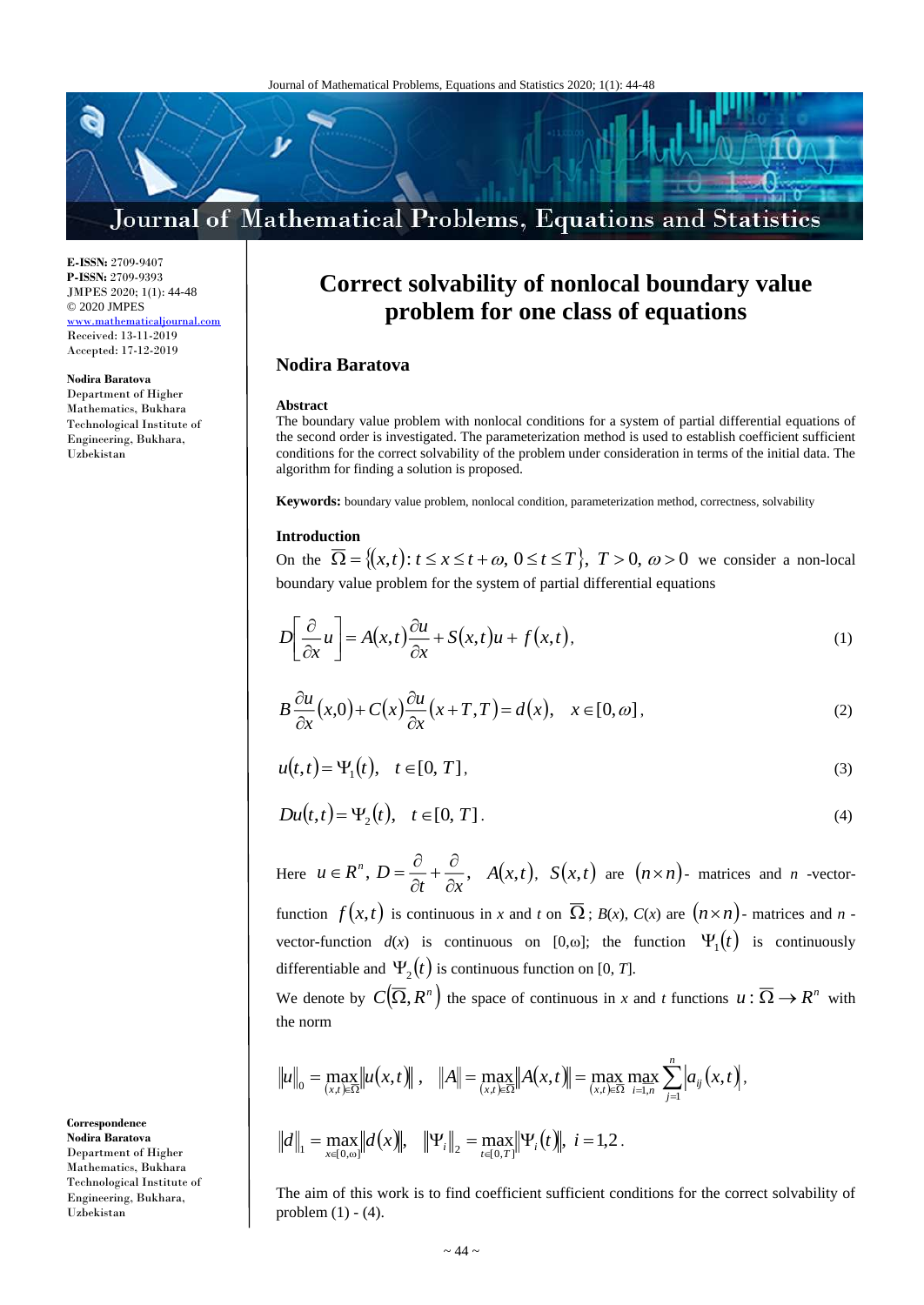**E-ISSN:** 2709-9407
**P-ISSN:** 2709-9393
JMPES 2020; 1(1): 44-48
© 2020 JMPES
www.mathematicaljournal.com
Received: 13-11-2019
Accepted: 17-12-2019

**Nodira Baratova**
Department of Higher Mathematics, Bukhara Technological Institute of Engineering, Bukhara, Uzbekistan

# Correct solvability of nonlocal boundary value problem for one class of equations

## Nodira Baratova

### Abstract

The boundary value problem with nonlocal conditions for a system of partial differential equations of the second order is investigated. The parameterization method is used to establish coefficient sufficient conditions for the correct solvability of the problem under consideration in terms of the initial data. The algorithm for finding a solution is proposed.

**Keywords:** boundary value problem, nonlocal condition, parameterization method, correctness, solvability

### Introduction

On the $\overline{\Omega} = \{(x,t): t \le x \le t + \omega,\ 0 \le t \le T\},\ T > 0,\ \omega > 0$ we consider a non-local boundary value problem for the system of partial differential equations

$$D\left[\frac{\partial}{\partial x}u\right] = A(x,t)\frac{\partial u}{\partial x} + S(x,t)u + f(x,t), \tag{1}$$

$$B\frac{\partial u}{\partial x}(x,0) + C(x)\frac{\partial u}{\partial x}(x+T,T) = d(x), \quad x \in [0,\omega], \tag{2}$$

$$u(t,t) = \Psi_1(t), \quad t \in [0, T], \tag{3}$$

$$Du(t,t) = \Psi_2(t), \quad t \in [0, T]. \tag{4}$$

Here $u \in R^n$, $D = \frac{\partial}{\partial t} + \frac{\partial}{\partial x}$, $A(x,t)$, $S(x,t)$ are $(n \times n)$- matrices and $n$ -vector-function $f(x,t)$ is continuous in $x$ and $t$ on $\overline{\Omega}$; $B(x)$, $C(x)$ are $(n \times n)$- matrices and $n$ -vector-function $d(x)$ is continuous on $[0,\omega]$; the function $\Psi_1(t)$ is continuously differentiable and $\Psi_2(t)$ is continuous function on $[0, T]$.

We denote by $C(\overline{\Omega}, R^n)$ the space of continuous in $x$ and $t$ functions $u : \overline{\Omega} \to R^n$ with the norm

$$\|u\|_0 = \max_{(x,t)\in\overline{\Omega}} \|u(x,t)\|, \quad \|A\| = \max_{(x,t)\in\overline{\Omega}} \|A(x,t)\| = \max_{(x,t)\in\overline{\Omega}} \max_{i=1,n} \sum_{j=1}^{n} |a_{ij}(x,t)|,$$

$$\|d\|_1 = \max_{x\in[0,\omega]} \|d(x)\|, \quad \|\Psi_i\|_2 = \max_{t\in[0,T]} \|\Psi_i(t)\|, \ i = 1,2.$$

The aim of this work is to find coefficient sufficient conditions for the correct solvability of problem (1) - (4).

**Correspondence**
**Nodira Baratova**
Department of Higher Mathematics, Bukhara Technological Institute of Engineering, Bukhara, Uzbekistan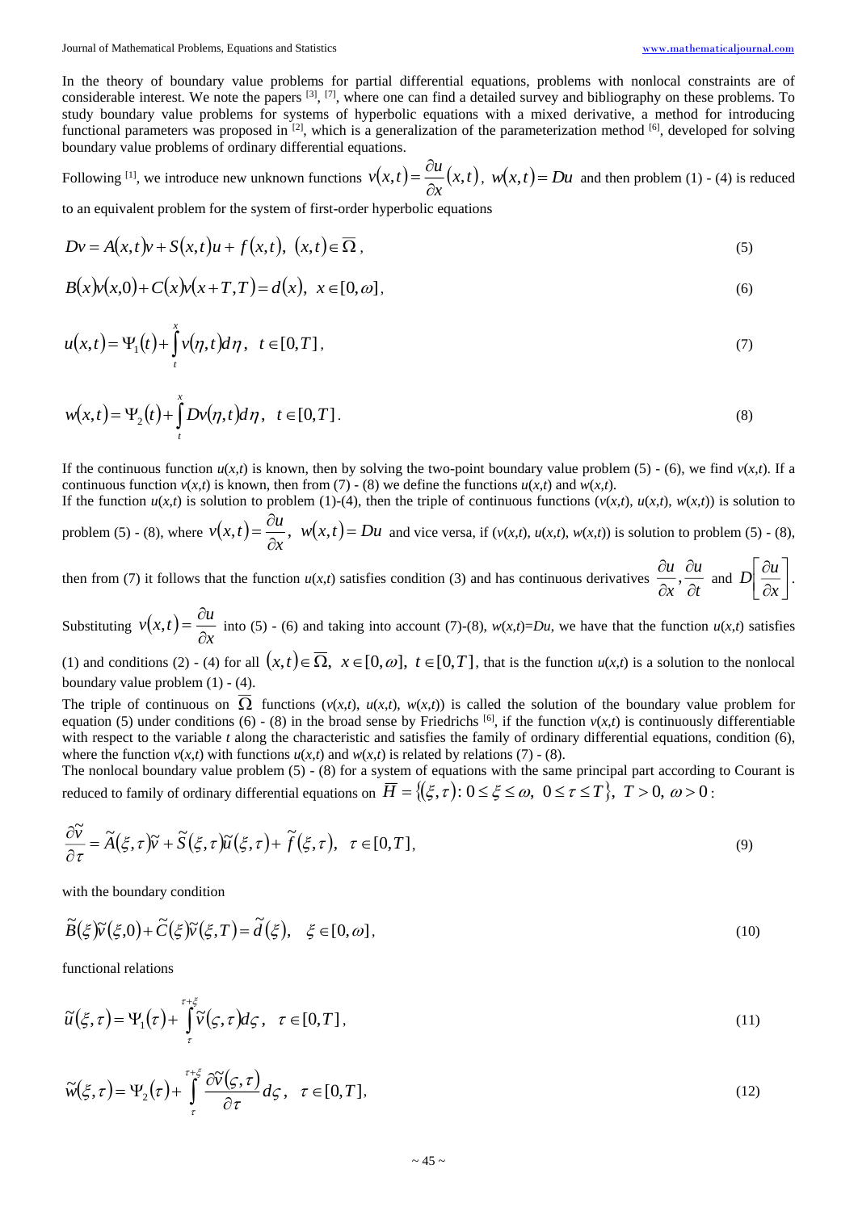In the theory of boundary value problems for partial differential equations, problems with nonlocal constraints are of considerable interest. We note the papers [3], [7], where one can find a detailed survey and bibliography on these problems. To study boundary value problems for systems of hyperbolic equations with a mixed derivative, a method for introducing functional parameters was proposed in [2], which is a generalization of the parameterization method [6], developed for solving boundary value problems of ordinary differential equations.

Following [1], we introduce new unknown functions $v(x,t) = \frac{\partial u}{\partial x}(x,t)$, $w(x,t) = Du$ and then problem (1) - (4) is reduced to an equivalent problem for the system of first-order hyperbolic equations

$$Dv = A(x,t)v + S(x,t)u + f(x,t), \ (x,t) \in \overline{\Omega}, \tag{5}$$

$$B(x)v(x,0) + C(x)v(x+T,T) = d(x), \ x \in [0,\omega], \tag{6}$$

$$u(x,t) = \Psi_1(t) + \int_t^x v(\eta,t)d\eta, \ t \in [0,T], \tag{7}$$

$$w(x,t) = \Psi_2(t) + \int_t^x Dv(\eta,t)d\eta, \ t \in [0,T]. \tag{8}$$

If the continuous function $u(x,t)$ is known, then by solving the two-point boundary value problem (5) - (6), we find $v(x,t)$. If a continuous function $v(x,t)$ is known, then from (7) - (8) we define the functions $u(x,t)$ and $w(x,t)$.

If the function $u(x,t)$ is solution to problem (1)-(4), then the triple of continuous functions ($v(x,t)$, $u(x,t)$, $w(x,t)$) is solution to problem (5) - (8), where $v(x,t) = \frac{\partial u}{\partial x}$, $w(x,t) = Du$ and vice versa, if ($v(x,t)$, $u(x,t)$, $w(x,t)$) is solution to problem (5) - (8), then from (7) it follows that the function $u(x,t)$ satisfies condition (3) and has continuous derivatives $\frac{\partial u}{\partial x}, \frac{\partial u}{\partial t}$ and $D\left[\frac{\partial u}{\partial x}\right]$.

Substituting $v(x,t) = \frac{\partial u}{\partial x}$ into (5) - (6) and taking into account (7)-(8), $w(x,t)=Du$, we have that the function $u(x,t)$ satisfies (1) and conditions (2) - (4) for all $(x,t) \in \overline{\Omega}$, $x \in [0,\omega]$, $t \in [0,T]$, that is the function $u(x,t)$ is a solution to the nonlocal boundary value problem (1) - (4).

The triple of continuous on $\overline{\Omega}$ functions ($v(x,t)$, $u(x,t)$, $w(x,t)$) is called the solution of the boundary value problem for equation (5) under conditions (6) - (8) in the broad sense by Friedrichs [6], if the function $v(x,t)$ is continuously differentiable with respect to the variable $t$ along the characteristic and satisfies the family of ordinary differential equations, condition (6), where the function $v(x,t)$ with functions $u(x,t)$ and $w(x,t)$ is related by relations (7) - (8).

The nonlocal boundary value problem (5) - (8) for a system of equations with the same principal part according to Courant is reduced to family of ordinary differential equations on $\overline{H} = \{(\xi,\tau): 0 \le \xi \le \omega, \ 0 \le \tau \le T\}, \ T > 0, \ \omega > 0$:

$$\frac{\partial \tilde{v}}{\partial \tau} = \tilde{A}(\xi,\tau)\tilde{v} + \tilde{S}(\xi,\tau)\tilde{u}(\xi,\tau) + \tilde{f}(\xi,\tau), \quad \tau \in [0,T], \tag{9}$$

with the boundary condition

$$\tilde{B}(\xi)\tilde{v}(\xi,0) + \tilde{C}(\xi)\tilde{v}(\xi,T) = \tilde{d}(\xi), \quad \xi \in [0,\omega], \tag{10}$$

functional relations

$$\tilde{u}(\xi,\tau) = \Psi_1(\tau) + \int_\tau^{\tau+\xi} \tilde{v}(\varsigma,\tau)d\varsigma, \quad \tau \in [0,T], \tag{11}$$

$$\tilde{w}(\xi,\tau) = \Psi_2(\tau) + \int_\tau^{\tau+\xi} \frac{\partial \tilde{v}(\varsigma,\tau)}{\partial \tau}d\varsigma, \quad \tau \in [0,T], \tag{12}$$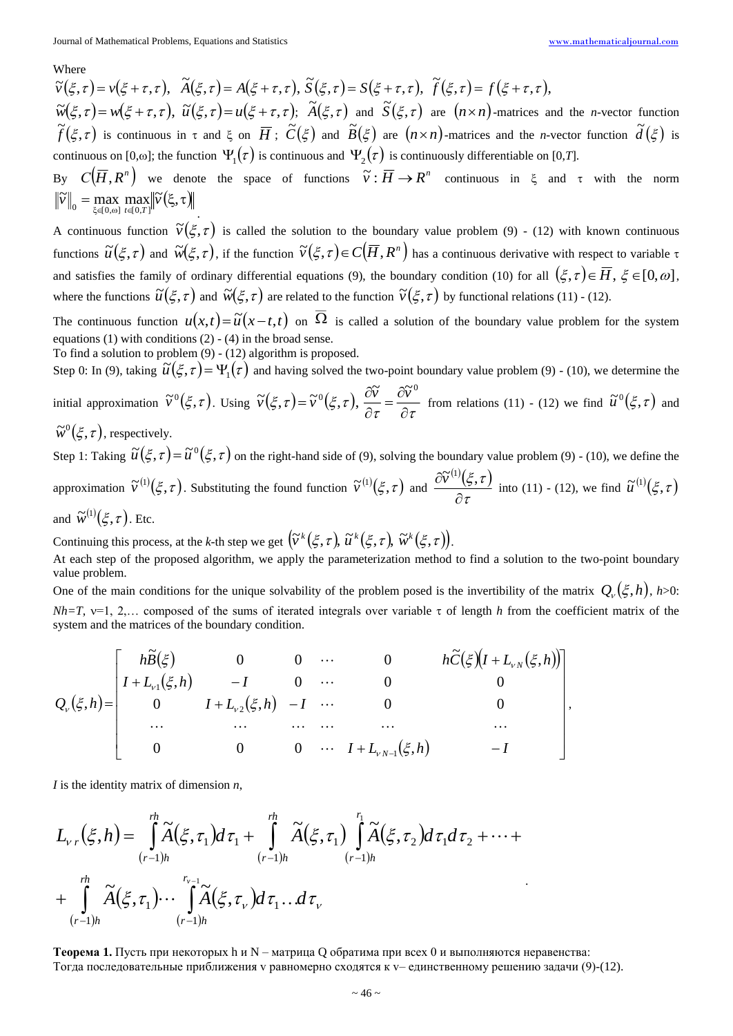Where

$\tilde{v}(\xi,\tau) = v(\xi+\tau,\tau)$, $\tilde{A}(\xi,\tau) = A(\xi+\tau,\tau)$, $\tilde{S}(\xi,\tau) = S(\xi+\tau,\tau)$, $\tilde{f}(\xi,\tau) = f(\xi+\tau,\tau)$,

$\tilde{w}(\xi,\tau) = w(\xi+\tau,\tau)$, $\tilde{u}(\xi,\tau) = u(\xi+\tau,\tau)$; $\tilde{A}(\xi,\tau)$ and $\tilde{S}(\xi,\tau)$ are $(n\times n)$-matrices and the *n*-vector function $\tilde{f}(\xi,\tau)$ is continuous in τ and ξ on $\overline{H}$; $\tilde{C}(\xi)$ and $\tilde{B}(\xi)$ are $(n\times n)$-matrices and the *n*-vector function $\tilde{d}(\xi)$ is continuous on [0,ω]; the function $\Psi_1(\tau)$ is continuous and $\Psi_2(\tau)$ is continuously differentiable on [0,*T*].

By $C(\overline{H},R^n)$ we denote the space of functions $\tilde{v}:\overline{H}\to R^n$ continuous in ξ and τ with the norm $\|\tilde{v}\|_0 = \max_{\xi\in[0,\omega]}\max_{t\in[0,T]}\|\tilde{v}(\xi,\tau)\|$

A continuous function $\tilde{v}(\xi,\tau)$ is called the solution to the boundary value problem (9) - (12) with known continuous functions $\tilde{u}(\xi,\tau)$ and $\tilde{w}(\xi,\tau)$, if the function $\tilde{v}(\xi,\tau)\in C(\overline{H},R^n)$ has a continuous derivative with respect to variable τ and satisfies the family of ordinary differential equations (9), the boundary condition (10) for all $(\xi,\tau)\in\overline{H}$, $\xi\in[0,\omega]$, where the functions $\tilde{u}(\xi,\tau)$ and $\tilde{w}(\xi,\tau)$ are related to the function $\tilde{v}(\xi,\tau)$ by functional relations (11) - (12).

The continuous function $u(x,t) = \tilde{u}(x-t,t)$ on $\overline{\Omega}$ is called a solution of the boundary value problem for the system equations (1) with conditions (2) - (4) in the broad sense.

To find a solution to problem (9) - (12) algorithm is proposed.

Step 0: In (9), taking $\tilde{u}(\xi,\tau) = \Psi_1(\tau)$ and having solved the two-point boundary value problem (9) - (10), we determine the initial approximation $\tilde{v}^0(\xi,\tau)$. Using $\tilde{v}(\xi,\tau) = \tilde{v}^0(\xi,\tau)$, $\dfrac{\partial\tilde{v}}{\partial\tau} = \dfrac{\partial\tilde{v}^0}{\partial\tau}$ from relations (11) - (12) we find $\tilde{u}^0(\xi,\tau)$ and $\tilde{w}^0(\xi,\tau)$, respectively.

Step 1: Taking $\tilde{u}(\xi,\tau) = \tilde{u}^0(\xi,\tau)$ on the right-hand side of (9), solving the boundary value problem (9) - (10), we define the approximation $\tilde{v}^{(1)}(\xi,\tau)$. Substituting the found function $\tilde{v}^{(1)}(\xi,\tau)$ and $\dfrac{\partial\tilde{v}^{(1)}(\xi,\tau)}{\partial\tau}$ into (11) - (12), we find $\tilde{u}^{(1)}(\xi,\tau)$ and $\tilde{w}^{(1)}(\xi,\tau)$. Etc.

Continuing this process, at the *k*-th step we get $\left(\tilde{v}^k(\xi,\tau),\ \tilde{u}^k(\xi,\tau),\ \tilde{w}^k(\xi,\tau)\right)$.

At each step of the proposed algorithm, we apply the parameterization method to find a solution to the two-point boundary value problem.

One of the main conditions for the unique solvability of the problem posed is the invertibility of the matrix $Q_\nu(\xi,h)$, *h*>0: *Nh=T*, ν=1, 2,… composed of the sums of iterated integrals over variable τ of length *h* from the coefficient matrix of the system and the matrices of the boundary condition.

$$
Q_\nu(\xi,h) = \begin{bmatrix}
h\tilde{B}(\xi) & 0 & 0 & \cdots & 0 & h\tilde{C}(\xi)\left(I + L_{\nu N}(\xi,h)\right) \\
I + L_{\nu 1}(\xi,h) & -I & 0 & \cdots & 0 & 0 \\
0 & I + L_{\nu 2}(\xi,h) & -I & \cdots & 0 & 0 \\
\cdots & \cdots & \cdots & \cdots & \cdots & \cdots \\
0 & 0 & 0 & \cdots & I + L_{\nu N-1}(\xi,h) & -I
\end{bmatrix},
$$

*I* is the identity matrix of dimension *n*,

$$
L_{\nu r}(\xi,h) = \int_{(r-1)h}^{rh}\tilde{A}(\xi,\tau_1)d\tau_1 + \int_{(r-1)h}^{rh}\tilde{A}(\xi,\tau_1)\int_{(r-1)h}^{r_1}\tilde{A}(\xi,\tau_2)d\tau_1 d\tau_2 + \cdots +
$$

$$
+ \int_{(r-1)h}^{rh}\tilde{A}(\xi,\tau_1)\cdots\int_{(r-1)h}^{r_{\nu-1}}\tilde{A}(\xi,\tau_\nu)d\tau_1\ldots d\tau_\nu
$$

**Теорема 1.** Пусть при некоторых h и N – матрица Q обратима при всех 0 и выполняются неравенства:
Тогда последовательные приближения v равномерно сходятся к v– единственному решению задачи (9)-(12).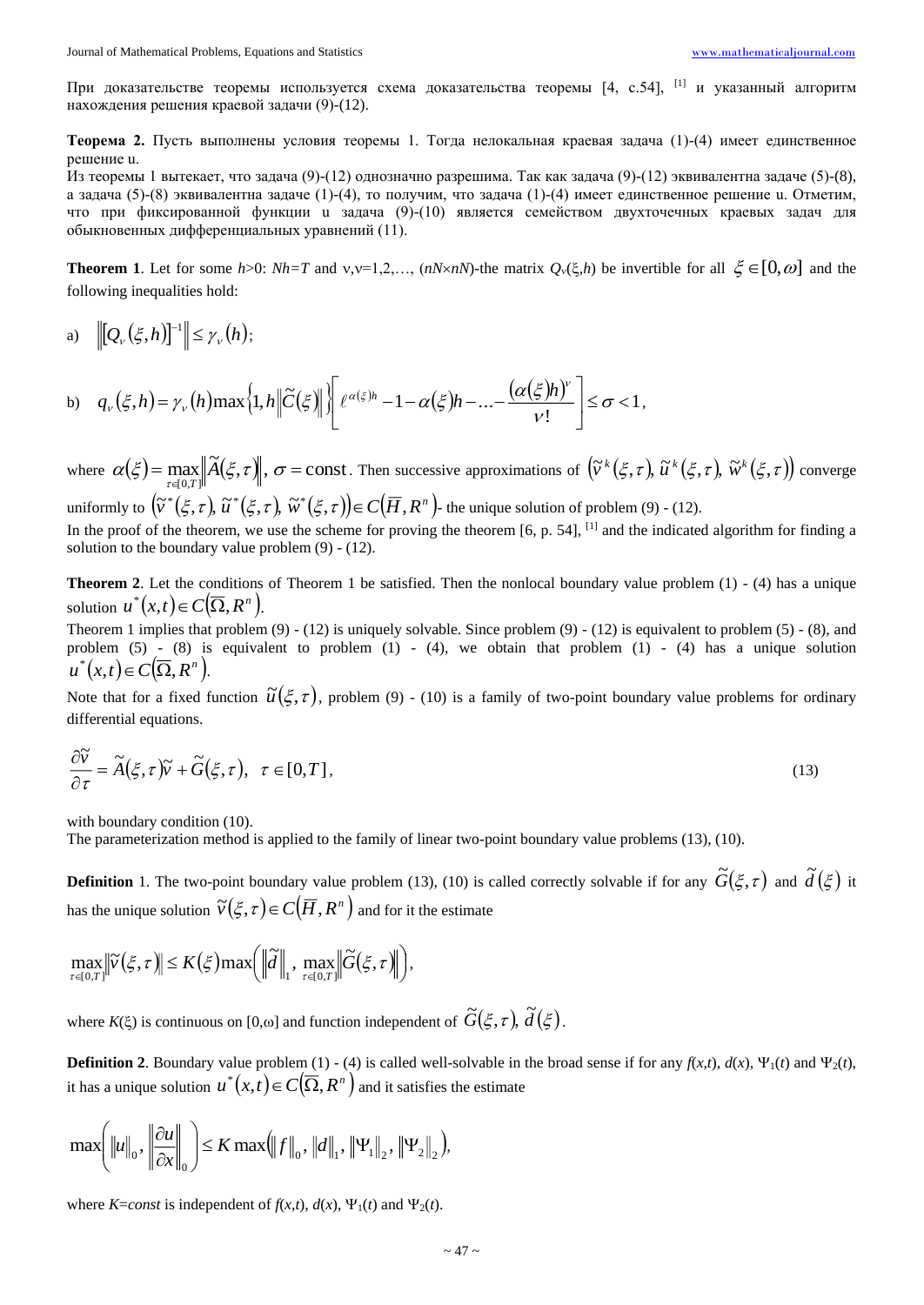При доказательстве теоремы используется схема доказательства теоремы [4, с.54], [1] и указанный алгоритм нахождения решения краевой задачи (9)-(12).

**Теорема 2.** Пусть выполнены условия теоремы 1. Тогда нелокальная краевая задача (1)-(4) имеет единственное решение u.

Из теоремы 1 вытекает, что задача (9)-(12) однозначно разрешима. Так как задача (9)-(12) эквивалентна задаче (5)-(8), а задача (5)-(8) эквивалентна задаче (1)-(4), то получим, что задача (1)-(4) имеет единственное решение u. Отметим, что при фиксированной функции u задача (9)-(10) является семейством двухточечных краевых задач для обыкновенных дифференциальных уравнений (11).

**Theorem 1**. Let for some $h>0$: $Nh=T$ and $\nu$, $\nu=1,2,\ldots$, ($nN\times nN$)-the matrix $Q_\nu(\xi,h)$ be invertible for all $\xi\in[0,\omega]$ and the following inequalities hold:

a) $\left\|\left[Q_\nu(\xi,h)\right]^{-1}\right\|\le\gamma_\nu(h)$;

b) $q_\nu(\xi,h)=\gamma_\nu(h)\max\left\{1,h\left\|\widetilde{C}(\xi)\right\|\right\}\left[e^{\alpha(\xi)h}-1-\alpha(\xi)h-\ldots-\dfrac{(\alpha(\xi)h)^\nu}{\nu!}\right]\le\sigma<1$,

where $\alpha(\xi)=\max\limits_{\tau\in[0,T]}\left\|\widetilde{A}(\xi,\tau)\right\|$, $\sigma=\text{const}$. Then successive approximations of $\left(\widetilde{v}^{\,k}(\xi,\tau),\ \widetilde{u}^{\,k}(\xi,\tau),\ \widetilde{w}^{\,k}(\xi,\tau)\right)$ converge uniformly to $\left(\widetilde{v}^{\,*}(\xi,\tau),\ \widetilde{u}^{\,*}(\xi,\tau),\ \widetilde{w}^{\,*}(\xi,\tau)\right)\in C\left(\overline{H},R^n\right)$- the unique solution of problem (9) - (12).

In the proof of the theorem, we use the scheme for proving the theorem [6, p. 54], [1] and the indicated algorithm for finding a solution to the boundary value problem (9) - (12).

**Theorem 2**. Let the conditions of Theorem 1 be satisfied. Then the nonlocal boundary value problem (1) - (4) has a unique solution $u^*(x,t)\in C\left(\overline{\Omega},R^n\right)$.

Theorem 1 implies that problem (9) - (12) is uniquely solvable. Since problem (9) - (12) is equivalent to problem (5) - (8), and problem (5) - (8) is equivalent to problem (1) - (4), we obtain that problem (1) - (4) has a unique solution $u^*(x,t)\in C\left(\overline{\Omega},R^n\right)$.

Note that for a fixed function $\widetilde{u}(\xi,\tau)$, problem (9) - (10) is a family of two-point boundary value problems for ordinary differential equations.

$$\frac{\partial\widetilde{v}}{\partial\tau}=\widetilde{A}(\xi,\tau)\widetilde{v}+\widetilde{G}(\xi,\tau),\quad\tau\in[0,T],\tag{13}$$

with boundary condition (10).

The parameterization method is applied to the family of linear two-point boundary value problems (13), (10).

**Definition** 1. The two-point boundary value problem (13), (10) is called correctly solvable if for any $\widetilde{G}(\xi,\tau)$ and $\widetilde{d}(\xi)$ it has the unique solution $\widetilde{v}(\xi,\tau)\in C\left(\overline{H},R^n\right)$ and for it the estimate

$$\max_{\tau\in[0,T]}\left\|\widetilde{v}(\xi,\tau)\right\|\le K(\xi)\max\left(\left\|\widetilde{d}\right\|_1,\ \max_{\tau\in[0,T]}\left\|\widetilde{G}(\xi,\tau)\right\|\right),$$

where $K(\xi)$ is continuous on $[0,\omega]$ and function independent of $\widetilde{G}(\xi,\tau)$, $\widetilde{d}(\xi)$.

**Definition 2**. Boundary value problem (1) - (4) is called well-solvable in the broad sense if for any $f(x,t)$, $d(x)$, $\Psi_1(t)$ and $\Psi_2(t)$, it has a unique solution $u^*(x,t)\in C\left(\overline{\Omega},R^n\right)$ and it satisfies the estimate

$$\max\left(\left\|u\right\|_0,\left\|\frac{\partial u}{\partial x}\right\|_0\right)\le K\max\left(\left\|f\right\|_0,\left\|d\right\|_1,\left\|\Psi_1\right\|_2,\left\|\Psi_2\right\|_2\right),$$

where $K=const$ is independent of $f(x,t)$, $d(x)$, $\Psi_1(t)$ and $\Psi_2(t)$.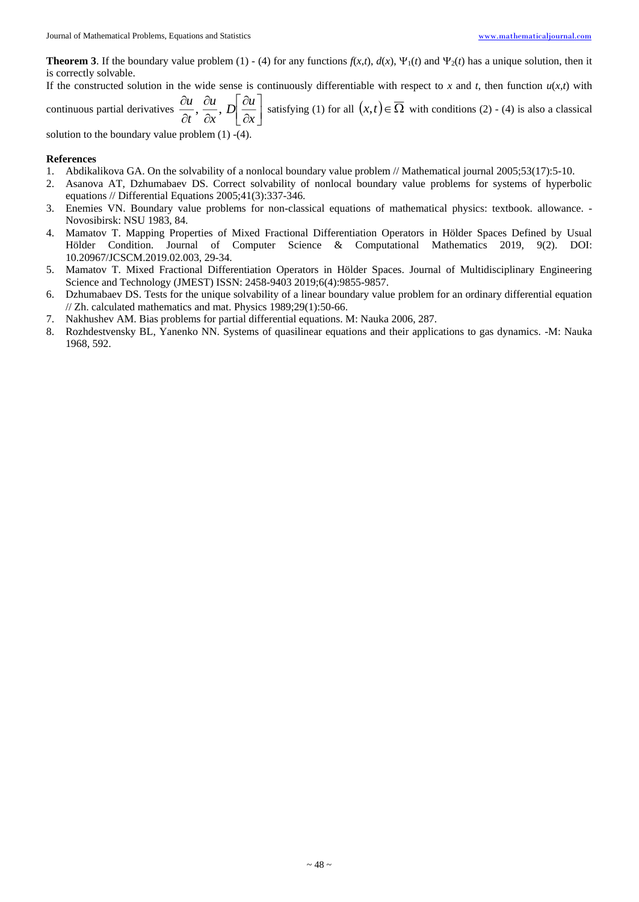**Theorem 3**. If the boundary value problem (1) - (4) for any functions $f(x,t)$, $d(x)$, $\Psi_1(t)$ and $\Psi_2(t)$ has a unique solution, then it is correctly solvable.

If the constructed solution in the wide sense is continuously differentiable with respect to $x$ and $t$, then function $u(x,t)$ with continuous partial derivatives $\frac{\partial u}{\partial t}$, $\frac{\partial u}{\partial x}$, $D\left[\frac{\partial u}{\partial x}\right]$ satisfying (1) for all $(x,t)\in\overline{\Omega}$ with conditions (2) - (4) is also a classical solution to the boundary value problem (1) -(4).

**References**

1. Abdikalikova GA. On the solvability of a nonlocal boundary value problem // Mathematical journal 2005;53(17):5-10.
2. Asanova AT, Dzhumabaev DS. Correct solvability of nonlocal boundary value problems for systems of hyperbolic equations // Differential Equations 2005;41(3):337-346.
3. Enemies VN. Boundary value problems for non-classical equations of mathematical physics: textbook. allowance. - Novosibirsk: NSU 1983, 84.
4. Mamatov T. Mapping Properties of Mixed Fractional Differentiation Operators in Hölder Spaces Defined by Usual Hölder Condition. Journal of Computer Science & Computational Mathematics 2019, 9(2). DOI: 10.20967/JCSCM.2019.02.003, 29-34.
5. Mamatov T. Mixed Fractional Differentiation Operators in Hölder Spaces. Journal of Multidisciplinary Engineering Science and Technology (JMEST) ISSN: 2458-9403 2019;6(4):9855-9857.
6. Dzhumabaev DS. Tests for the unique solvability of a linear boundary value problem for an ordinary differential equation // Zh. calculated mathematics and mat. Physics 1989;29(1):50-66.
7. Nakhushev AM. Bias problems for partial differential equations. M: Nauka 2006, 287.
8. Rozhdestvensky BL, Yanenko NN. Systems of quasilinear equations and their applications to gas dynamics. -M: Nauka 1968, 592.